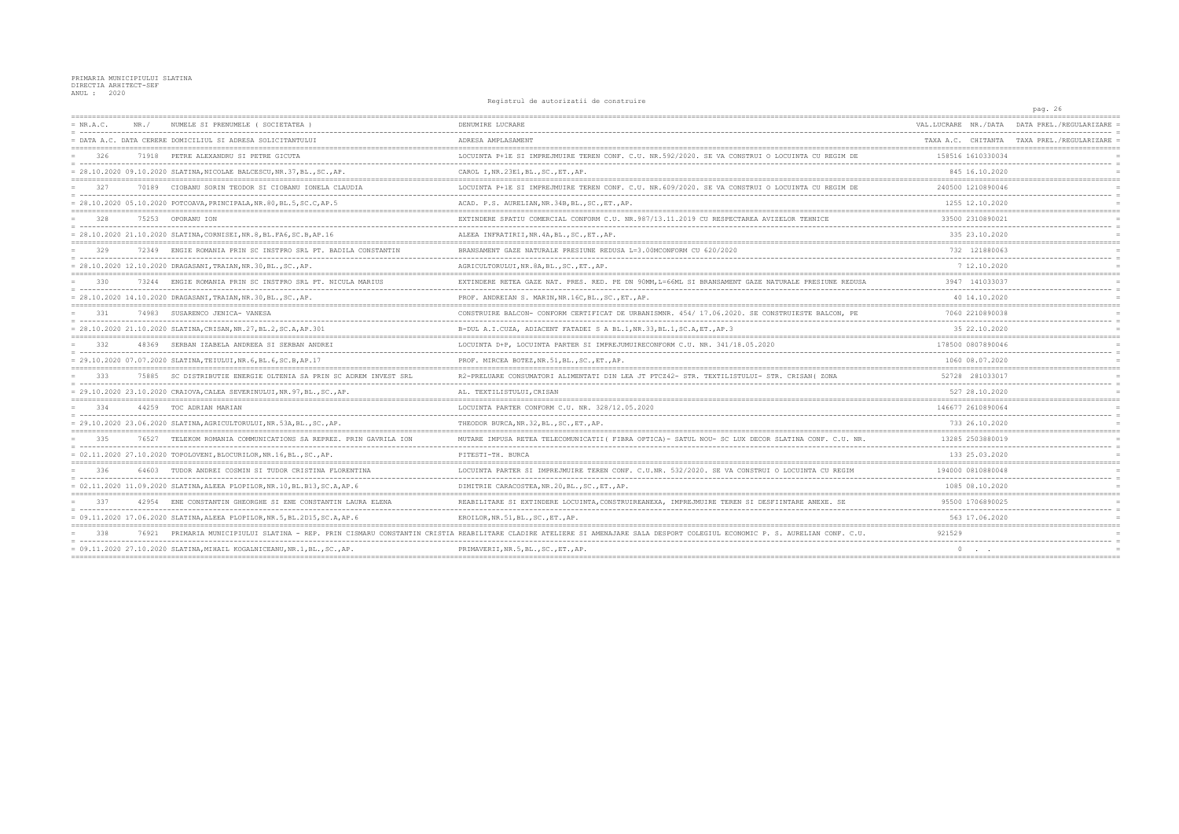PRIMARIA MUNICIPIULUI SLATINA
DIRECTIA ARHITECT-SEF
ANUL : 2020

Registrul de autorizatii de construire

| NR.A.C. / DATA A.C. | NR. / DATA CERERE | NUMELE SI PRENUMELE ( SOCIETATEA ) / DOMICILIUL SI ADRESA SOLICITANTULUI | DENUMIRE LUCRARE / ADRESA AMPLASAMENT | VAL.LUCRARE / TAXA A.C. | NR./DATA / CHITANTA | DATA PREL./REGULARIZARE / TAXA PREL./REGULARIZARE |
|---|---|---|---|---|---|---|
| 326 | 71918 | PETRE ALEXANDRU SI PETRE GICUTA | LOCUINTA P+1E SI IMPREJMUIRE TEREN CONF. C.U. NR.592/2020. SE VA CONSTRUI O LOCUINTA CU REGIM DE | 158516 | 1610330034 | |
| 28.10.2020 | 09.10.2020 | SLATINA,NICOLAE BALCESCU,NR.37,BL.,SC.,AP. | CAROL I,NR.23E1,BL.,SC.,ET.,AP. | 845 | 16.10.2020 | |
| 327 | 70189 | CIOBANU SORIN TEODOR SI CIOBANU IONELA CLAUDIA | LOCUINTA P+1E SI IMPREJMUIRE TEREN CONF. C.U. NR.609/2020. SE VA CONSTRUI O LOCUINTA CU REGIM DE | 240500 | 1210890046 | |
| 28.10.2020 | 05.10.2020 | POTCOAVA,PRINCIPALA,NR.80,BL.5,SC.C,AP.5 | ACAD. P.S. AURELIAN,NR.34B,BL.,SC.,ET.,AP. | 1255 | 12.10.2020 | |
| 328 | 75253 | OPORANU ION | EXTINDERE SPATIU COMERCIAL CONFORM C.U. NR.987/13.11.2019 CU RESPECTAREA AVIZELOR TEHNICE | 33500 | 2310890021 | |
| 28.10.2020 | 21.10.2020 | SLATINA,CORNISEI,NR.8,BL.FA6,SC.B,AP.16 | ALEEA INFRATIRII,NR.4A,BL.,SC.,ET.,AP. | 335 | 23.10.2020 | |
| 329 | 72349 | ENGIE ROMANIA PRIN SC INSTPRO SRL PT. BADILA CONSTANTIN | BRANSAMENT GAZE NATURALE PRESIUNE REDUSA L=3.00MCONFORM CU 620/2020 | 732 | 121880063 | |
| 28.10.2020 | 12.10.2020 | DRAGASANI,TRAIAN,NR.30,BL.,SC.,AP. | AGRICULTORULUI,NR.8A,BL.,SC.,ET.,AP. | 7 | 12.10.2020 | |
| 330 | 73244 | ENGIE ROMANIA PRIN SC INSTPRO SRL PT. NICULA MARIUS | EXTINDERE RETEA GAZE NAT. PRES. RED. PE DN 90MM,L=66ML SI BRANSAMENT GAZE NATURALE PRESIUNE REDUSA | 3947 | 141033037 | |
| 28.10.2020 | 14.10.2020 | DRAGASANI,TRAIAN,NR.30,BL.,SC.,AP. | PROF. ANDREIAN S. MARIN,NR.16C,BL.,SC.,ET.,AP. | 40 | 14.10.2020 | |
| 331 | 74983 | SUSARENCO JENICA- VANESA | CONSTRUIRE BALCON- CONFORM CERTIFICAT DE URBANISMNR. 454/ 17.06.2020. SE CONSTRUIESTE BALCON, PE | 7060 | 2210890038 | |
| 28.10.2020 | 21.10.2020 | SLATINA,CRISAN,NR.27,BL.2,SC.A,AP.301 | B-DUL A.I.CUZA, ADIACENT FATADEI S A BL.1,NR.33,BL.1,SC.A,ET.,AP.3 | 35 | 22.10.2020 | |
| 332 | 48369 | SERBAN IZABELA ANDREEA SI SERBAN ANDREI | LOCUINTA D+P, LOCUINTA PARTER SI IMPREJUMUIRECONFORM C.U. NR. 341/18.05.2020 | 178500 | 0807890046 | |
| 29.10.2020 | 07.07.2020 | SLATINA,TEIULUI,NR.6,BL.6,SC.B,AP.17 | PROF. MIRCEA BOTEZ,NR.51,BL.,SC.,ET.,AP. | 1060 | 08.07.2020 | |
| 333 | 75885 | SC DISTRIBUTIE ENERGIE OLTENIA SA PRIN SC ADREM INVEST SRL | R2-PRELUARE CONSUMATORI ALIMENTATI DIN LEA JT PTCZ42- STR. TEXTILISTULUI- STR. CRISAN\| ZONA | 52728 | 281033017 | |
| 29.10.2020 | 23.10.2020 | CRAIOVA,CALEA SEVERINULUI,NR.97,BL.,SC.,AP. | AL. TEXTILISTULUI,CRISAN | 527 | 28.10.2020 | |
| 334 | 44259 | TOC ADRIAN MARIAN | LOCUINTA PARTER CONFORM C.U. NR. 328/12.05.2020 | 146677 | 2610890064 | |
| 29.10.2020 | 23.06.2020 | SLATINA,AGRICULTORULUI,NR.53A,BL.,SC.,AP. | THEODOR BURCA,NR.32,BL.,SC.,ET.,AP. | 733 | 26.10.2020 | |
| 335 | 76527 | TELEKOM ROMANIA COMMUNICATIONS SA REPREZ. PRIN GAVRILA ION | MUTARE IMPUSA RETEA TELECOMUNICATII( FIBRA OPTICA)- SATUL NOU- SC LUX DECOR SLATINA CONF. C.U. NR. | 13285 | 2503880019 | |
| 02.11.2020 | 27.10.2020 | TOPOLOVENI,BLOCURILOR,NR.16,BL.,SC.,AP. | PITESTI-TH. BURCA | 133 | 25.03.2020 | |
| 336 | 64603 | TUDOR ANDREI COSMIN SI TUDOR CRISTINA FLORENTINA | LOCUINTA PARTER SI IMPREJMUIRE TEREN CONF. C.U.NR. 532/2020. SE VA CONSTRUI O LOCUINTA CU REGIM | 194000 | 0810880048 | |
| 02.11.2020 | 11.09.2020 | SLATINA,ALEEA PLOPILOR,NR.10,BL.B13,SC.A,AP.6 | DIMITRIE CARACOSTEA,NR.20,BL.,SC.,ET.,AP. | 1085 | 08.10.2020 | |
| 337 | 42954 | ENE CONSTANTIN GHEORGHE SI ENE CONSTANTIN LAURA ELENA | REABILITARE SI EXTINDERE LOCUINTA,CONSTRUIREANEXA, IMPREJMUIRE TEREN SI DESFIINTARE ANEXE. SE | 95500 | 1706890025 | |
| 09.11.2020 | 17.06.2020 | SLATINA,ALEEA PLOPILOR,NR.5,BL.2D15,SC.A,AP.6 | EROILOR,NR.51,BL.,SC.,ET.,AP. | 563 | 17.06.2020 | |
| 338 | 76921 | PRIMARIA MUNICIPIULUI SLATINA - REP. PRIN CISMARU CONSTANTIN CRISTIA | REABILITARE CLADIRE ATELIERE SI AMENAJARE SALA DESPORT COLEGIUL ECONOMIC P. S. AURELIAN CONF. C.U. | 921529 | | |
| 09.11.2020 | 27.10.2020 | SLATINA,MIHAIL KOGALNICEANU,NR.1,BL.,SC.,AP. | PRIMAVERII,NR.5,BL.,SC.,ET.,AP. | 0 | . . | |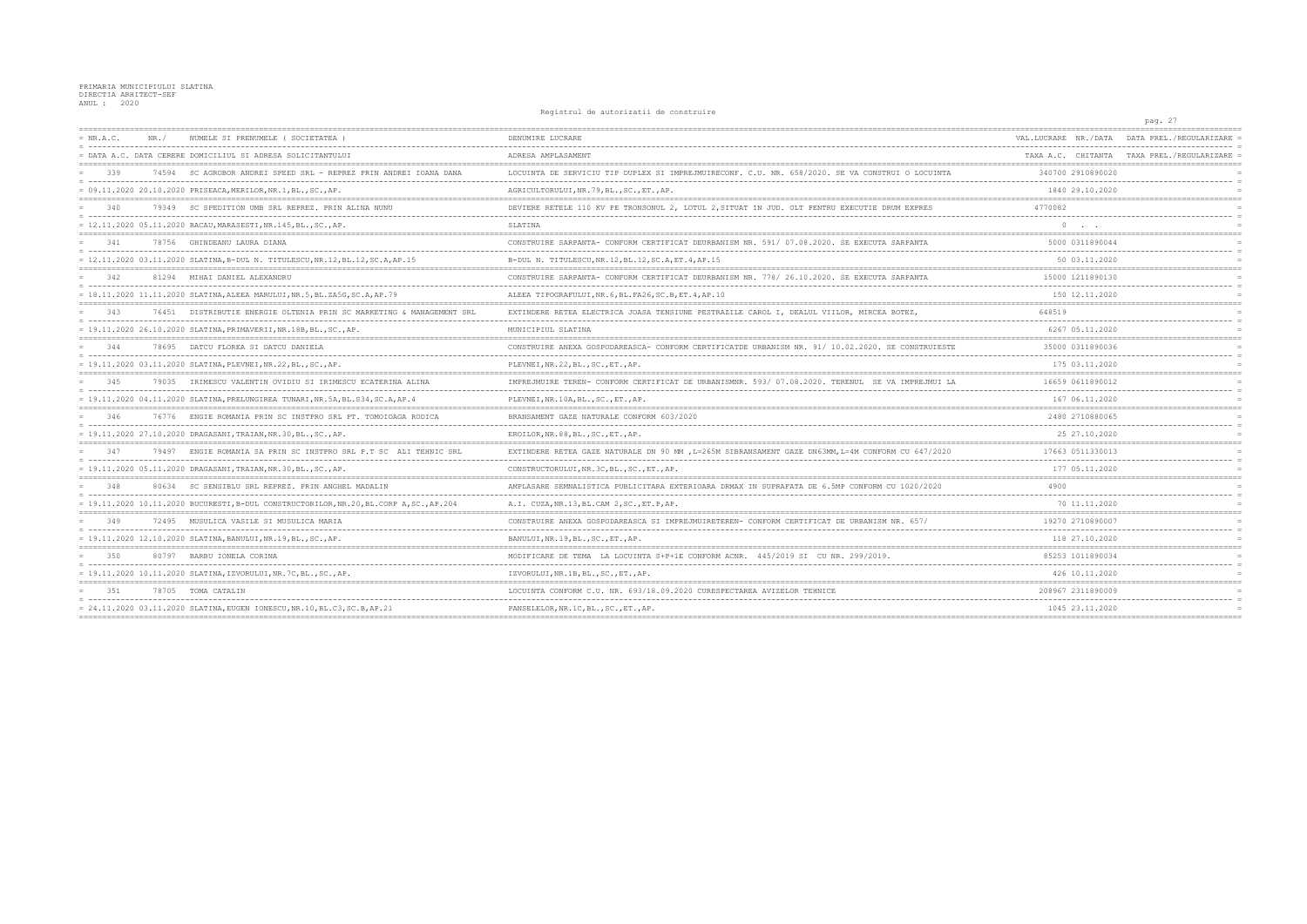PRIMARIA MUNICIPIULUI SLATINA
DIRECTIA ARHITECT-SEF
ANUL : 2020

Registrul de autorizatii de construire

| NR.A.C. / DATA A.C. | NR./ DATA CERERE | NUMELE SI PRENUMELE ( SOCIETATEA ) / DOMICILIUL SI ADRESA SOLICITANTULUI | DENUMIRE LUCRARE / ADRESA AMPLASAMENT | VAL.LUCRARE / TAXA A.C. | NR./DATA CHITANTA | DATA PREL./REGULARIZARE / TAXA PREL./REGULARIZARE |
|---|---|---|---|---|---|---|
| 339 / 09.11.2020 | 74594 / 20.10.2020 | SC AGROBOR ANDREI SPEED SRL - REPREZ PRIN ANDREI IOANA DANA / PRISEACA,MERILOR,NR.1,BL.,SC.,AP. | LOCUINTA DE SERVICIU TIP DUPLEX SI IMPREJMUIRECONF. C.U. NR. 658/2020. SE VA CONSTRUI O LOCUINTA / AGRICULTORULUI,NR.79,BL.,SC.,ET.,AP. | 340700 / 1840 | 2910890020 / 29.10.2020 | |
| 340 / 12.11.2020 | 79349 / 05.11.2020 | SC SPEDITION UMB SRL REPREZ. PRIN ALINA NUNU / BACAU,MARASESTI,NR.145,BL.,SC.,AP. | DEVIERE RETELE 110 KV PE TRONSONUL 2, LOTUL 2,SITUAT IN JUD. OLT PENTRU EXECUTIE DRUM EXPRES / SLATINA | 4770082 / 0 | . . | |
| 341 / 12.11.2020 | 78756 / 03.11.2020 | GHINDEANU LAURA DIANA / SLATINA,B-DUL N. TITULESCU,NR.12,BL.12,SC.A,AP.15 | CONSTRUIRE SARPANTA- CONFORM CERTIFICAT DEURBANISM NR. 591/ 07.08.2020. SE EXECUTA SARPANTA / B-DUL N. TITULESCU,NR.12,BL.12,SC.A,ET.4,AP.15 | 5000 / 50 | 0311890044 / 03.11.2020 | |
| 342 / 18.11.2020 | 81294 / 11.11.2020 | MIHAI DANIEL ALEXANDRU / SLATINA,ALEEA MARULUI,NR.5,BL.ZA5G,SC.A,AP.79 | CONSTRUIRE SARPANTA- CONFORM CERTIFICAT DEURBANISM NR. 778/ 26.10.2020. SE EXECUTA SARPANTA / ALEEA TIPOGRAFULUI,NR.6,BL.FA26,SC.B,ET.4,AP.10 | 15000 / 150 | 1211890130 / 12.11.2020 | |
| 343 / 19.11.2020 | 76451 / 26.10.2020 | DISTRIBUTIE ENERGIE OLTENIA PRIN SC MARKETING & MANAGEMENT SRL / SLATINA,PRIMAVERII,NR.18B,BL.,SC.,AP. | EXTINDERE RETEA ELECTRICA JOASA TENSIUNE PESTRAZILE CAROL I, DEALUL VIILOR, MIRCEA BOTEZ, / MUNICIPIUL SLATINA | 648519 / 6267 | 05.11.2020 | |
| 344 / 19.11.2020 | 78695 / 03.11.2020 | DATCU FLOREA SI DATCU DANIELA / SLATINA,PLEVNEI,NR.22,BL.,SC.,AP. | CONSTRUIRE ANEXA GOSPODAREASCA- CONFORM CERTIFICATDE URBANISM NR. 91/ 10.02.2020. SE CONSTRUIESTE / PLEVNEI,NR.22,BL.,SC.,ET.,AP. | 35000 / 175 | 0311890036 / 03.11.2020 | |
| 345 / 19.11.2020 | 79035 / 04.11.2020 | IRIMESCU VALENTIN OVIDIU SI IRIMESCU ECATERINA ALINA / SLATINA,PRELUNGIREA TUNARI,NR.5A,BL.S34,SC.A,AP.4 | IMPREJMUIRE TEREN- CONFORM CERTIFICAT DE URBANISMNR. 593/ 07.08.2020. TERENUL SE VA IMPREJMUI LA / PLEVNEI,NR.10A,BL.,SC.,ET.,AP. | 16659 / 167 | 0611890012 / 06.11.2020 | |
| 346 / 19.11.2020 | 76776 / 27.10.2020 | ENGIE ROMANIA PRIN SC INSTPRO SRL PT. TOMOIOAGA RODICA / DRAGASANI,TRAIAN,NR.30,BL.,SC.,AP. | BRANSAMENT GAZE NATURALE CONFORM 603/2020 / EROILOR,NR.88,BL.,SC.,ET.,AP. | 2480 / 25 | 2710880065 / 27.10.2020 | |
| 347 / 19.11.2020 | 79497 / 05.11.2020 | ENGIE ROMANIA SA PRIN SC INSTPRO SRL P.T SC ALI TEHNIC SRL / DRAGASANI,TRAIAN,NR.30,BL.,SC.,AP. | EXTINDERE RETEA GAZE NATURALE DN 90 MM ,L=265M SIBRANSAMENT GAZE DN63MM,L=4M CONFORM CU 647/2020 / CONSTRUCTORULUI,NR.3C,BL.,SC.,ET.,AP. | 17663 / 177 | 0511330013 / 05.11.2020 | |
| 348 / 19.11.2020 | 80634 / 10.11.2020 | SC SENSIBLU SRL REPREZ. PRIN ANGHEL MADALIN / BUCURESTI,B-DUL CONSTRUCTORILOR,NR.20,BL.CORP A,SC.,AP.204 | AMPLASARE SEMNALISTICA PUBLICITARA EXTERIOARA DRMAX IN SUPRAFATA DE 6.5MP CONFORM CU 1020/2020 / A.I. CUZA,NR.13,BL.CAM 2,SC.,ET.P,AP. | 4900 / 70 | 11.11.2020 | |
| 349 / 19.11.2020 | 72495 / 12.10.2020 | MUSULICA VASILE SI MUSULICA MARIA / SLATINA,BANULUI,NR.19,BL.,SC.,AP. | CONSTRUIRE ANEXA GOSPODAREASCA SI IMPREJMUIRETEREN- CONFORM CERTIFICAT DE URBANISM NR. 657/ / BANULUI,NR.19,BL.,SC.,ET.,AP. | 19270 / 118 | 2710890007 / 27.10.2020 | |
| 350 / 19.11.2020 | 80797 / 10.11.2020 | BARBU IONELA CORINA / SLATINA,IZVORULUI,NR.7C,BL.,SC.,AP. | MODIFICARE DE TEMA LA LOCUINTA S+P+1E CONFORM ACNR. 445/2019 SI CU NR. 299/2019. / IZVORULUI,NR.1B,BL.,SC.,ET.,AP. | 85253 / 426 | 1011890034 / 10.11.2020 | |
| 351 / 24.11.2020 | 78705 / 03.11.2020 | TOMA CATALIN / SLATINA,EUGEN IONESCU,NR.10,BL.C3,SC.B,AP.21 | LOCUINTA CONFORM C.U. NR. 693/18.09.2020 CURESPECTAREA AVIZELOR TEHNICE / PANSELELOR,NR.1C,BL.,SC.,ET.,AP. | 208967 / 1045 | 2311890009 / 23.11.2020 | |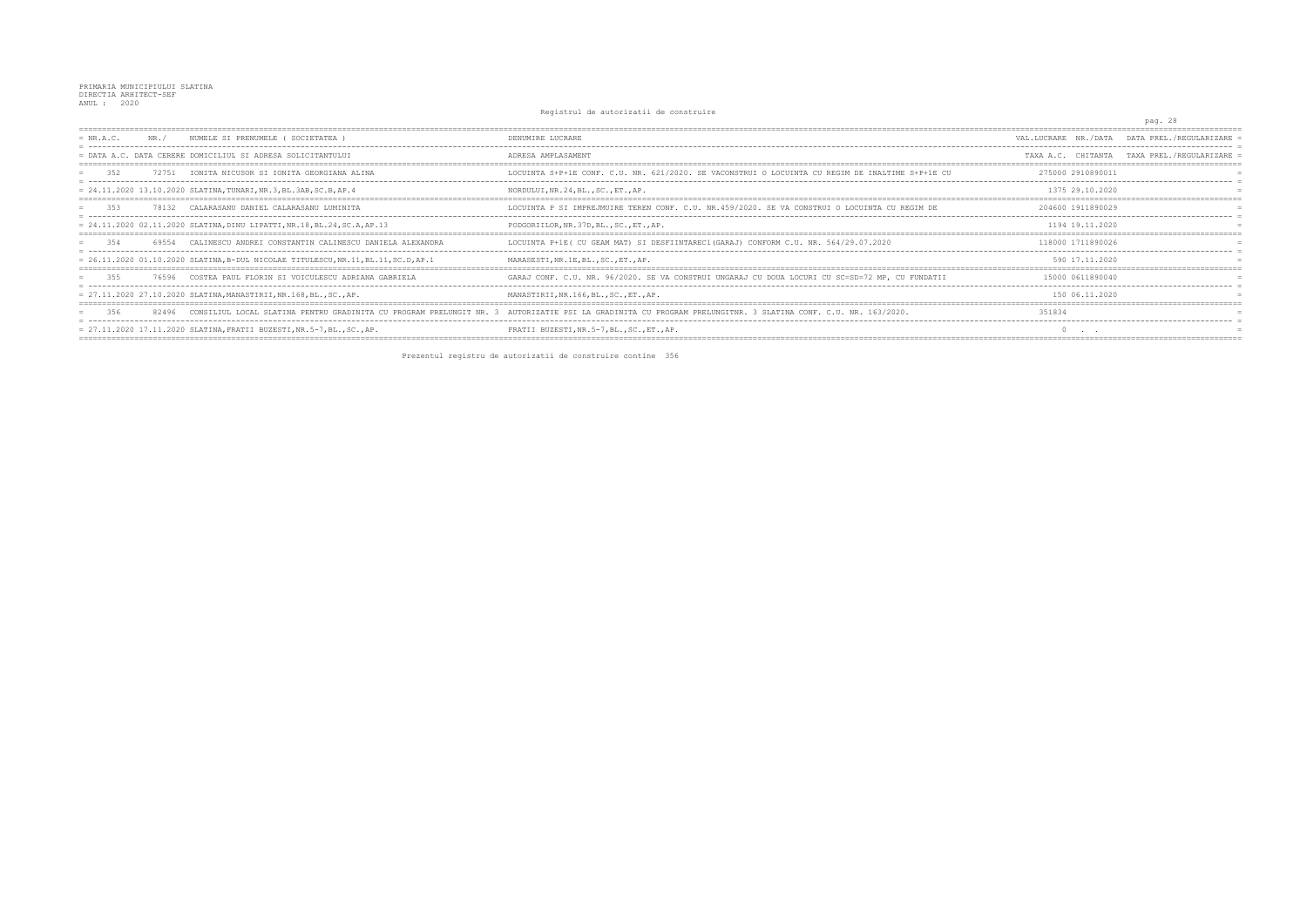PRIMARIA MUNICIPIULUI SLATINA
DIRECTIA ARHITECT-SEF
ANUL : 2020

Registrul de autorizatii de construire

| NR.A.C. / DATA A.C. | NR./ DATA CERERE | NUMELE SI PRENUMELE ( SOCIETATEA ) / DOMICILIUL SI ADRESA SOLICITANTULUI | DENUMIRE LUCRARE / ADRESA AMPLASAMENT | VAL.LUCRARE / TAXA A.C. | NR./DATA / CHITANTA | DATA PREL./REGULARIZARE / TAXA PREL./REGULARIZARE |
|---|---|---|---|---|---|---|
| 352 | 72751 | IONITA NICUSOR SI IONITA GEORGIANA ALINA | LOCUINTA S+P+1E CONF. C.U. NR. 621/2020. SE VACONSTRUI O LOCUINTA CU REGIM DE INALTIME S+P+1E CU | 275000 | 2910890011 | |
| 24.11.2020 | 13.10.2020 | SLATINA,TUNARI,NR.3,BL.3AB,SC.B,AP.4 | NORDULUI,NR.24,BL.,SC.,ET.,AP. | 1375 | 29.10.2020 | |
| 353 | 78132 | CALARASANU DANIEL CALARASANU LUMINITA | LOCUINTA P SI IMPREJMUIRE TEREN CONF. C.U. NR.459/2020. SE VA CONSTRUI O LOCUINTA CU REGIM DE | 204600 | 1911890029 | |
| 24.11.2020 | 02.11.2020 | SLATINA,DINU LIPATTI,NR.18,BL.24,SC.A,AP.13 | PODGORIILOR,NR.37D,BL.,SC.,ET.,AP. | 1194 | 19.11.2020 | |
| 354 | 69554 | CALINESCU ANDREI CONSTANTIN CALINESCU DANIELA ALEXANDRA | LOCUINTA P+1E( CU GEAM MAT) SI DESFIINTAREC1(GARAJ) CONFORM C.U. NR. 564/29.07.2020 | 118000 | 1711890026 | |
| 26.11.2020 | 01.10.2020 | SLATINA,B-DUL NICOLAE TITULESCU,NR.11,BL.11,SC.D,AP.1 | MARASESTI,NR.1E,BL.,SC.,ET.,AP. | 590 | 17.11.2020 | |
| 355 | 76596 | COSTEA PAUL FLORIN SI VOICULESCU ADRIANA GABRIELA | GARAJ CONF. C.U. NR. 96/2020. SE VA CONSTRUI UNGARAJ CU DOUA LOCURI CU SC=SD=72 MP, CU FUNDATII | 15000 | 0611890040 | |
| 27.11.2020 | 27.10.2020 | SLATINA,MANASTIRII,NR.168,BL.,SC.,AP. | MANASTIRII,NR.166,BL.,SC.,ET.,AP. | 150 | 06.11.2020 | |
| 356 | 82496 | CONSILIUL LOCAL SLATINA PENTRU GRADINITA CU PROGRAM PRELUNGIT NR. 3 | AUTORIZATIE PSI LA GRADINITA CU PROGRAM PRELUNGITNR. 3 SLATINA CONF. C.U. NR. 163/2020. | 351834 | | |
| 27.11.2020 | 17.11.2020 | SLATINA,FRATII BUZESTI,NR.5-7,BL.,SC.,AP. | FRATII BUZESTI,NR.5-7,BL.,SC.,ET.,AP. | 0 | . . | |

Prezentul registru de autorizatii de construire contine 356